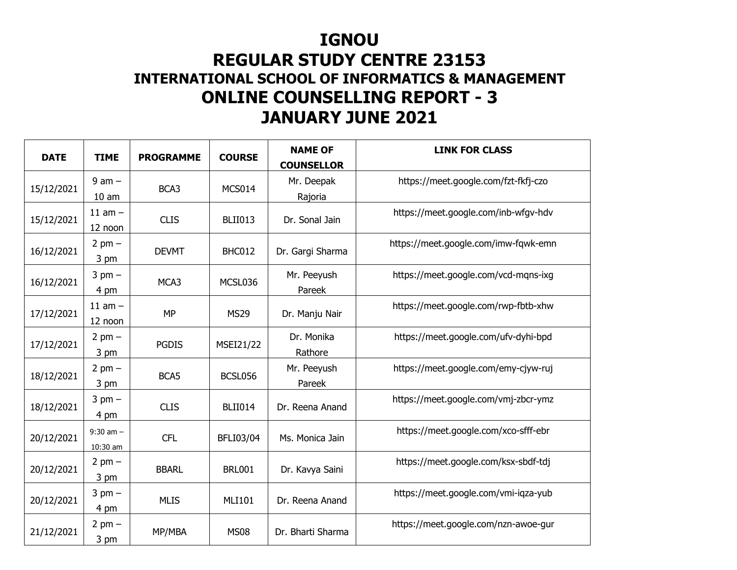# IGNOU

# REGULAR STUDY CENTRE 23153

## INTERNATIONAL SCHOOL OF INFORMATICS & MANAGEMENT

# ONLINE COUNSELLING REPORT - 3

# JANUARY JUNE 2021

| DATE | TIME | PROGRAMME | COURSE | NAME OF COUNSELLOR | LINK FOR CLASS |
|---|---|---|---|---|---|
| 15/12/2021 | 9 am – 10 am | BCA3 | MCS014 | Mr. Deepak Rajoria | https://meet.google.com/fzt-fkfj-czo |
| 15/12/2021 | 11 am – 12 noon | CLIS | BLII013 | Dr. Sonal Jain | https://meet.google.com/inb-wfgv-hdv |
| 16/12/2021 | 2 pm – 3 pm | DEVMT | BHC012 | Dr. Gargi Sharma | https://meet.google.com/imw-fqwk-emn |
| 16/12/2021 | 3 pm – 4 pm | MCA3 | MCSL036 | Mr. Peeyush Pareek | https://meet.google.com/vcd-mqns-ixg |
| 17/12/2021 | 11 am – 12 noon | MP | MS29 | Dr. Manju Nair | https://meet.google.com/rwp-fbtb-xhw |
| 17/12/2021 | 2 pm – 3 pm | PGDIS | MSEI21/22 | Dr. Monika Rathore | https://meet.google.com/ufv-dyhi-bpd |
| 18/12/2021 | 2 pm – 3 pm | BCA5 | BCSL056 | Mr. Peeyush Pareek | https://meet.google.com/emy-cjyw-ruj |
| 18/12/2021 | 3 pm – 4 pm | CLIS | BLII014 | Dr. Reena Anand | https://meet.google.com/vmj-zbcr-ymz |
| 20/12/2021 | 9:30 am – 10:30 am | CFL | BFLI03/04 | Ms. Monica Jain | https://meet.google.com/xco-sfff-ebr |
| 20/12/2021 | 2 pm – 3 pm | BBARL | BRL001 | Dr. Kavya Saini | https://meet.google.com/ksx-sbdf-tdj |
| 20/12/2021 | 3 pm – 4 pm | MLIS | MLI101 | Dr. Reena Anand | https://meet.google.com/vmi-iqza-yub |
| 21/12/2021 | 2 pm – 3 pm | MP/MBA | MS08 | Dr. Bharti Sharma | https://meet.google.com/nzn-awoe-gur |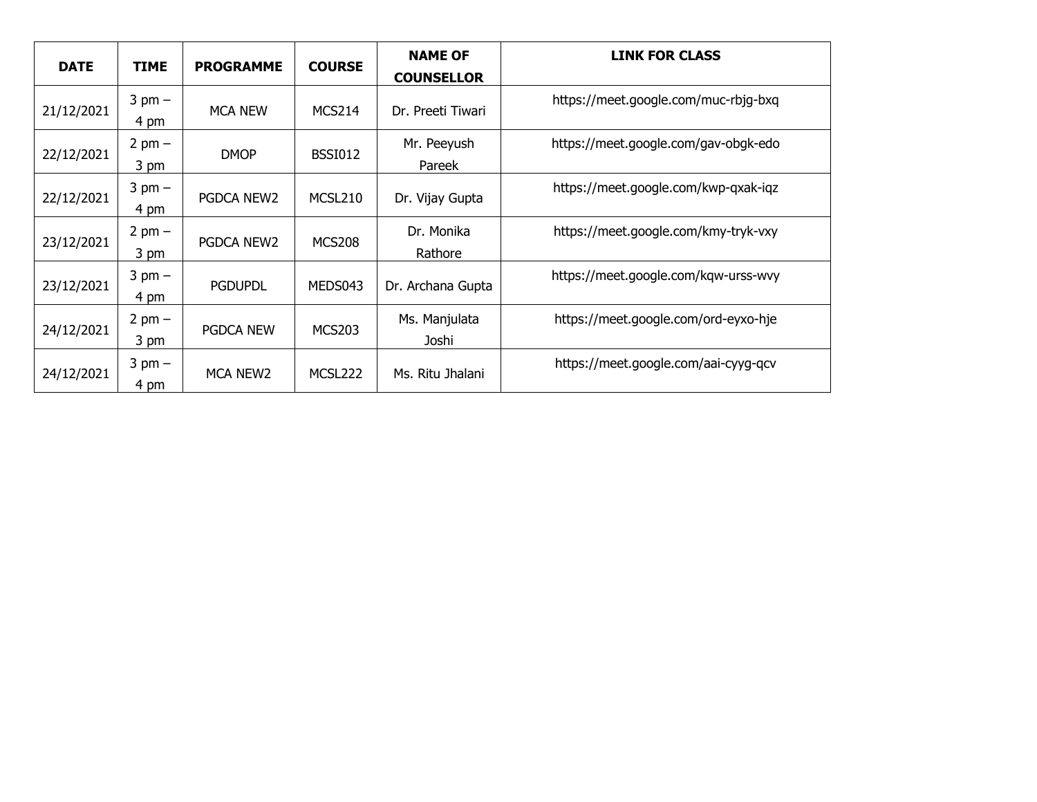| DATE | TIME | PROGRAMME | COURSE | NAME OF COUNSELLOR | LINK FOR CLASS |
|---|---|---|---|---|---|
| 21/12/2021 | 3 pm – 4 pm | MCA NEW | MCS214 | Dr. Preeti Tiwari | https://meet.google.com/muc-rbjg-bxq |
| 22/12/2021 | 2 pm – 3 pm | DMOP | BSSI012 | Mr. Peeyush Pareek | https://meet.google.com/gav-obgk-edo |
| 22/12/2021 | 3 pm – 4 pm | PGDCA NEW2 | MCSL210 | Dr. Vijay Gupta | https://meet.google.com/kwp-qxak-iqz |
| 23/12/2021 | 2 pm – 3 pm | PGDCA NEW2 | MCS208 | Dr. Monika Rathore | https://meet.google.com/kmy-tryk-vxy |
| 23/12/2021 | 3 pm – 4 pm | PGDUPDL | MEDS043 | Dr. Archana Gupta | https://meet.google.com/kqw-urss-wvy |
| 24/12/2021 | 2 pm – 3 pm | PGDCA NEW | MCS203 | Ms. Manjulata Joshi | https://meet.google.com/ord-eyxo-hje |
| 24/12/2021 | 3 pm – 4 pm | MCA NEW2 | MCSL222 | Ms. Ritu Jhalani | https://meet.google.com/aai-cyyg-qcv |